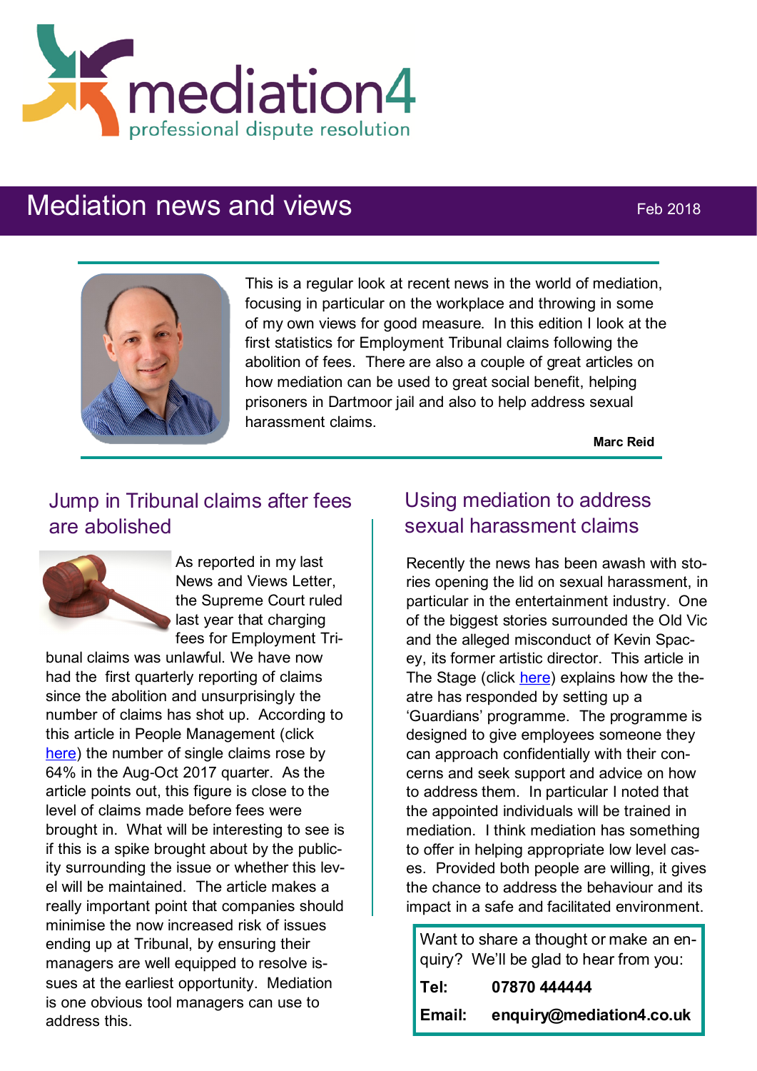mediation4
professional dispute resolution

# Mediation news and views

Feb 2018

This is a regular look at recent news in the world of mediation, focusing in particular on the workplace and throwing in some of my own views for good measure. In this edition I look at the first statistics for Employment Tribunal claims following the abolition of fees. There are also a couple of great articles on how mediation can be used to great social benefit, helping prisoners in Dartmoor jail and also to help address sexual harassment claims.

**Marc Reid**

## Jump in Tribunal claims after fees are abolished

As reported in my last News and Views Letter, the Supreme Court ruled last year that charging fees for Employment Tribunal claims was unlawful. We have now had the first quarterly reporting of claims since the abolition and unsurprisingly the number of claims has shot up. According to this article in People Management (click here) the number of single claims rose by 64% in the Aug-Oct 2017 quarter. As the article points out, this figure is close to the level of claims made before fees were brought in. What will be interesting to see is if this is a spike brought about by the publicity surrounding the issue or whether this level will be maintained. The article makes a really important point that companies should minimise the now increased risk of issues ending up at Tribunal, by ensuring their managers are well equipped to resolve issues at the earliest opportunity. Mediation is one obvious tool managers can use to address this.

## Using mediation to address sexual harassment claims

Recently the news has been awash with stories opening the lid on sexual harassment, in particular in the entertainment industry. One of the biggest stories surrounded the Old Vic and the alleged misconduct of Kevin Spacey, its former artistic director. This article in The Stage (click here) explains how the theatre has responded by setting up a 'Guardians' programme. The programme is designed to give employees someone they can approach confidentially with their concerns and seek support and advice on how to address them. In particular I noted that the appointed individuals will be trained in mediation. I think mediation has something to offer in helping appropriate low level cases. Provided both people are willing, it gives the chance to address the behaviour and its impact in a safe and facilitated environment.

Want to share a thought or make an enquiry? We'll be glad to hear from you:

**Tel:** **07870 444444**

**Email:** **enquiry@mediation4.co.uk**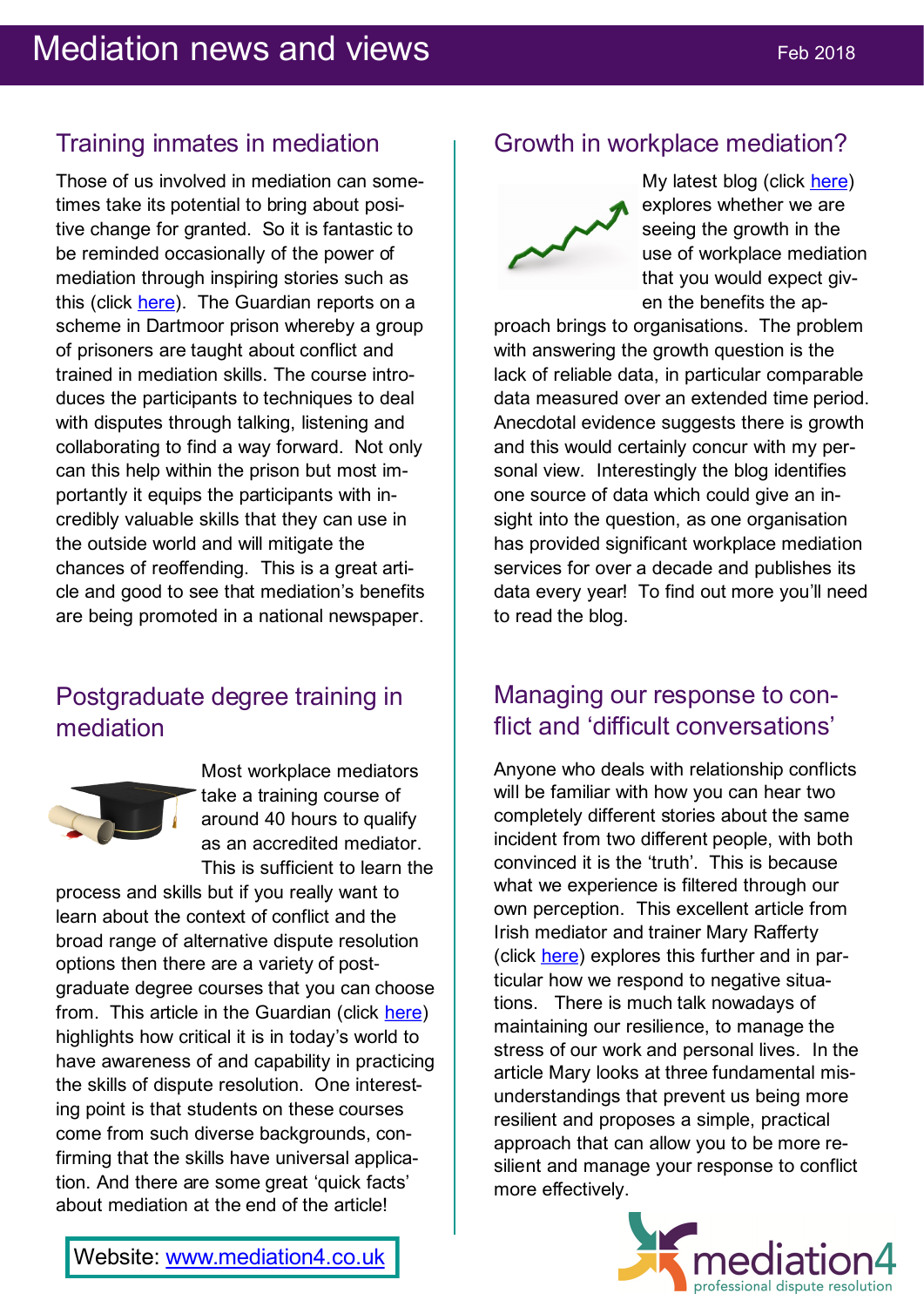# Mediation news and views

Feb 2018

## Training inmates in mediation

Those of us involved in mediation can sometimes take its potential to bring about positive change for granted. So it is fantastic to be reminded occasionally of the power of mediation through inspiring stories such as this (click here). The Guardian reports on a scheme in Dartmoor prison whereby a group of prisoners are taught about conflict and trained in mediation skills. The course introduces the participants to techniques to deal with disputes through talking, listening and collaborating to find a way forward. Not only can this help within the prison but most importantly it equips the participants with incredibly valuable skills that they can use in the outside world and will mitigate the chances of reoffending. This is a great article and good to see that mediation's benefits are being promoted in a national newspaper.

## Postgraduate degree training in mediation

Most workplace mediators take a training course of around 40 hours to qualify as an accredited mediator. This is sufficient to learn the process and skills but if you really want to learn about the context of conflict and the broad range of alternative dispute resolution options then there are a variety of postgraduate degree courses that you can choose from. This article in the Guardian (click here) highlights how critical it is in today's world to have awareness of and capability in practicing the skills of dispute resolution. One interesting point is that students on these courses come from such diverse backgrounds, confirming that the skills have universal application. And there are some great 'quick facts' about mediation at the end of the article!

Website: www.mediation4.co.uk

## Growth in workplace mediation?

My latest blog (click here) explores whether we are seeing the growth in the use of workplace mediation that you would expect given the benefits the approach brings to organisations. The problem with answering the growth question is the lack of reliable data, in particular comparable data measured over an extended time period. Anecdotal evidence suggests there is growth and this would certainly concur with my personal view. Interestingly the blog identifies one source of data which could give an insight into the question, as one organisation has provided significant workplace mediation services for over a decade and publishes its data every year! To find out more you'll need to read the blog.

## Managing our response to conflict and 'difficult conversations'

Anyone who deals with relationship conflicts will be familiar with how you can hear two completely different stories about the same incident from two different people, with both convinced it is the 'truth'. This is because what we experience is filtered through our own perception. This excellent article from Irish mediator and trainer Mary Rafferty (click here) explores this further and in particular how we respond to negative situations. There is much talk nowadays of maintaining our resilience, to manage the stress of our work and personal lives. In the article Mary looks at three fundamental misunderstandings that prevent us being more resilient and proposes a simple, practical approach that can allow you to be more resilient and manage your response to conflict more effectively.

mediation4
professional dispute resolution